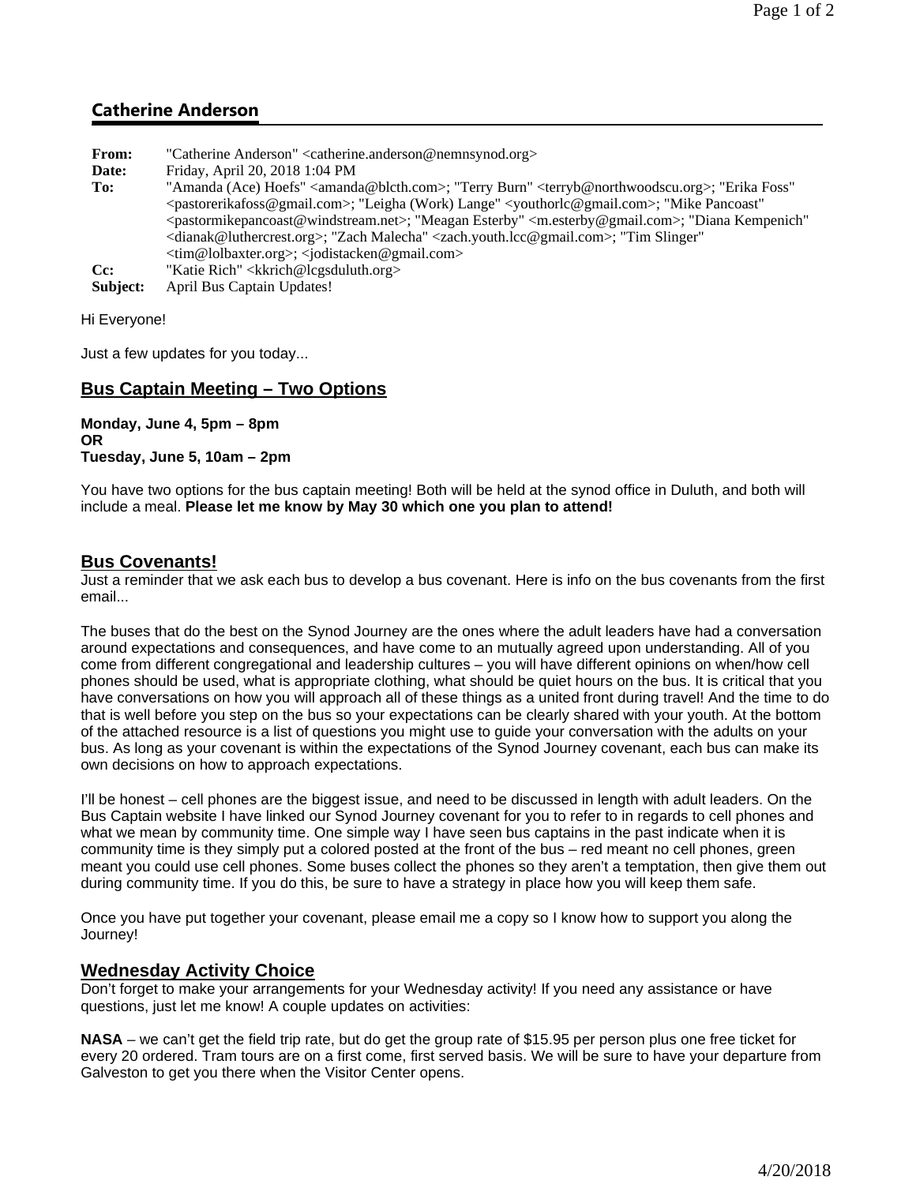## Catherine Anderson

| | |
|---|---|
| **From:** | "Catherine Anderson" <catherine.anderson@nemnsynod.org> |
| **Date:** | Friday, April 20, 2018 1:04 PM |
| **To:** | "Amanda (Ace) Hoefs" <amanda@blcth.com>; "Terry Burn" <terryb@northwoodscu.org>; "Erika Foss" <pastorerikafoss@gmail.com>; "Leigha (Work) Lange" <youthorlc@gmail.com>; "Mike Pancoast" <pastormikepancoast@windstream.net>; "Meagan Esterby" <m.esterby@gmail.com>; "Diana Kempenich" <dianak@luthercrest.org>; "Zach Malecha" <zach.youth.lcc@gmail.com>; "Tim Slinger" <tim@lolbaxter.org>; <jodistacken@gmail.com> |
| **Cc:** | "Katie Rich" <kkrich@lcgsduluth.org> |
| **Subject:** | April Bus Captain Updates! |

Hi Everyone!

Just a few updates for you today...

### Bus Captain Meeting – Two Options

**Monday, June 4, 5pm – 8pm**
**OR**
**Tuesday, June 5, 10am – 2pm**

You have two options for the bus captain meeting! Both will be held at the synod office in Duluth, and both will include a meal. **Please let me know by May 30 which one you plan to attend!**

### Bus Covenants!

Just a reminder that we ask each bus to develop a bus covenant. Here is info on the bus covenants from the first email...

The buses that do the best on the Synod Journey are the ones where the adult leaders have had a conversation around expectations and consequences, and have come to an mutually agreed upon understanding. All of you come from different congregational and leadership cultures – you will have different opinions on when/how cell phones should be used, what is appropriate clothing, what should be quiet hours on the bus. It is critical that you have conversations on how you will approach all of these things as a united front during travel! And the time to do that is well before you step on the bus so your expectations can be clearly shared with your youth. At the bottom of the attached resource is a list of questions you might use to guide your conversation with the adults on your bus. As long as your covenant is within the expectations of the Synod Journey covenant, each bus can make its own decisions on how to approach expectations.

I'll be honest – cell phones are the biggest issue, and need to be discussed in length with adult leaders. On the Bus Captain website I have linked our Synod Journey covenant for you to refer to in regards to cell phones and what we mean by community time. One simple way I have seen bus captains in the past indicate when it is community time is they simply put a colored posted at the front of the bus – red meant no cell phones, green meant you could use cell phones. Some buses collect the phones so they aren't a temptation, then give them out during community time. If you do this, be sure to have a strategy in place how you will keep them safe.

Once you have put together your covenant, please email me a copy so I know how to support you along the Journey!

### Wednesday Activity Choice

Don't forget to make your arrangements for your Wednesday activity! If you need any assistance or have questions, just let me know! A couple updates on activities:

**NASA** – we can't get the field trip rate, but do get the group rate of $15.95 per person plus one free ticket for every 20 ordered. Tram tours are on a first come, first served basis. We will be sure to have your departure from Galveston to get you there when the Visitor Center opens.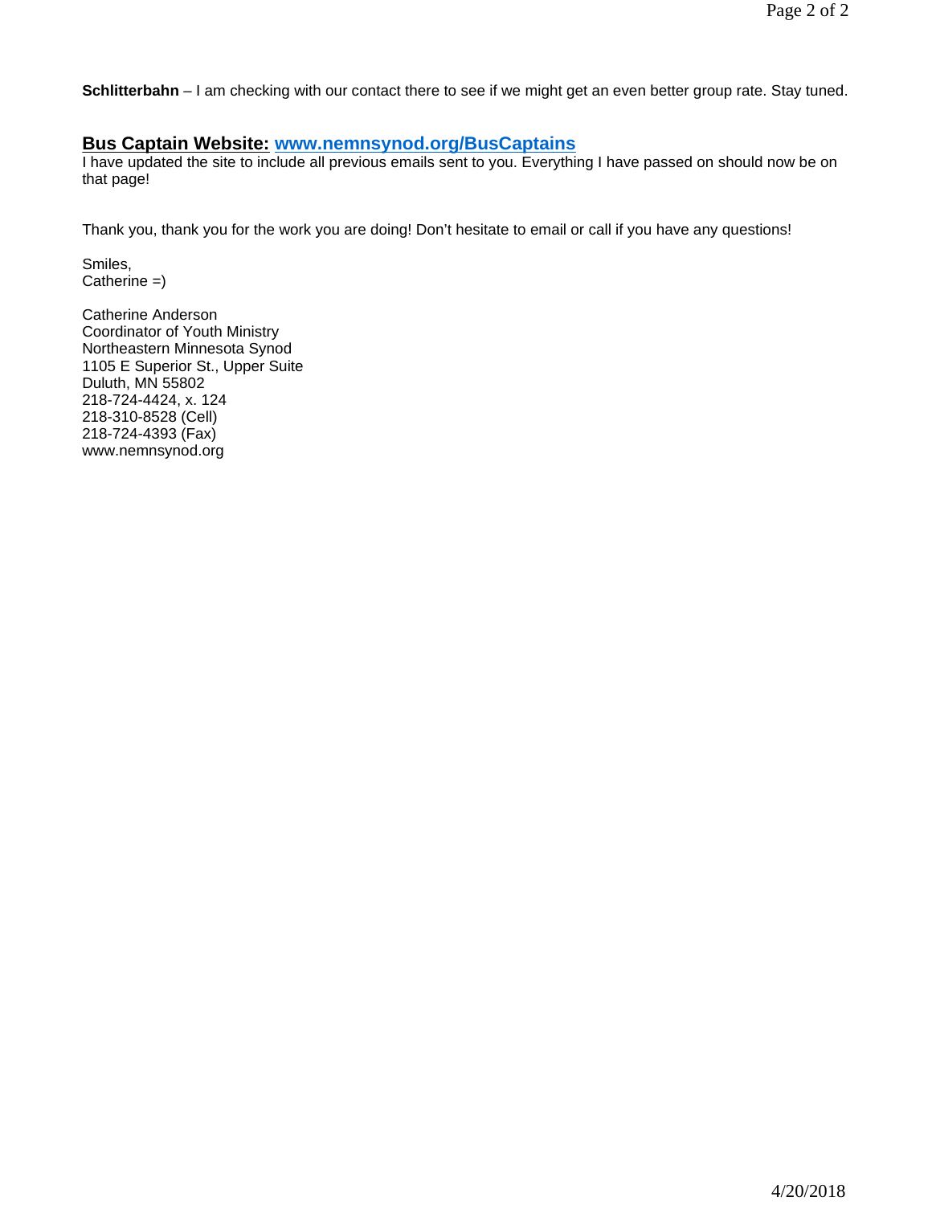**Schlitterbahn** – I am checking with our contact there to see if we might get an even better group rate. Stay tuned.

## Bus Captain Website: www.nemnsynod.org/BusCaptains

I have updated the site to include all previous emails sent to you. Everything I have passed on should now be on that page!

Thank you, thank you for the work you are doing! Don't hesitate to email or call if you have any questions!

Smiles,
Catherine =)

Catherine Anderson
Coordinator of Youth Ministry
Northeastern Minnesota Synod
1105 E Superior St., Upper Suite
Duluth, MN 55802
218-724-4424, x. 124
218-310-8528 (Cell)
218-724-4393 (Fax)
www.nemnsynod.org